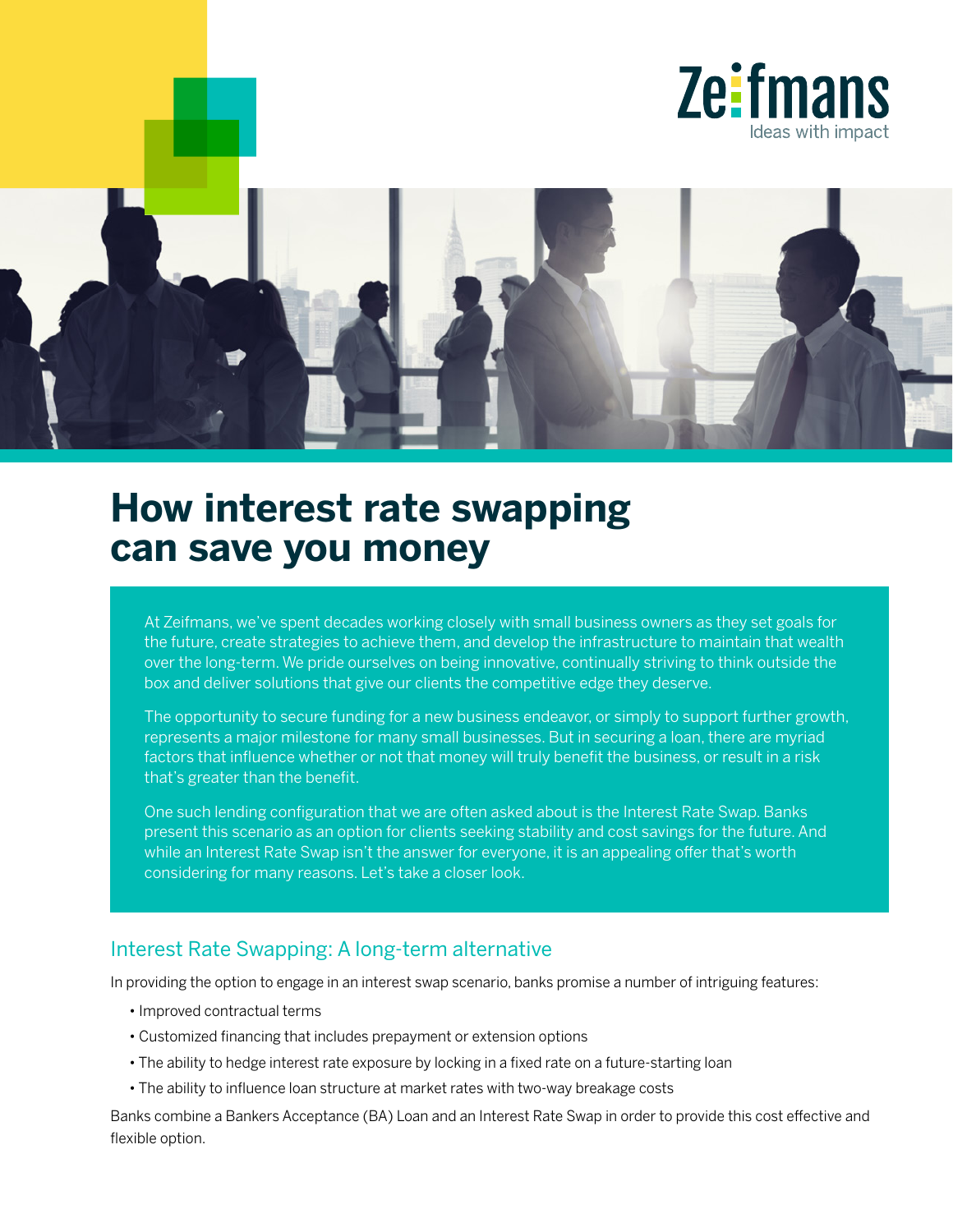Zeifmans
Ideas with impact

# How interest rate swapping can save you money

At Zeifmans, we've spent decades working closely with small business owners as they set goals for the future, create strategies to achieve them, and develop the infrastructure to maintain that wealth over the long-term. We pride ourselves on being innovative, continually striving to think outside the box and deliver solutions that give our clients the competitive edge they deserve.

The opportunity to secure funding for a new business endeavor, or simply to support further growth, represents a major milestone for many small businesses. But in securing a loan, there are myriad factors that influence whether or not that money will truly benefit the business, or result in a risk that's greater than the benefit.

One such lending configuration that we are often asked about is the Interest Rate Swap. Banks present this scenario as an option for clients seeking stability and cost savings for the future. And while an Interest Rate Swap isn't the answer for everyone, it is an appealing offer that's worth considering for many reasons. Let's take a closer look.

## Interest Rate Swapping: A long-term alternative

In providing the option to engage in an interest swap scenario, banks promise a number of intriguing features:

- Improved contractual terms
- Customized financing that includes prepayment or extension options
- The ability to hedge interest rate exposure by locking in a fixed rate on a future-starting loan
- The ability to influence loan structure at market rates with two-way breakage costs

Banks combine a Bankers Acceptance (BA) Loan and an Interest Rate Swap in order to provide this cost effective and flexible option.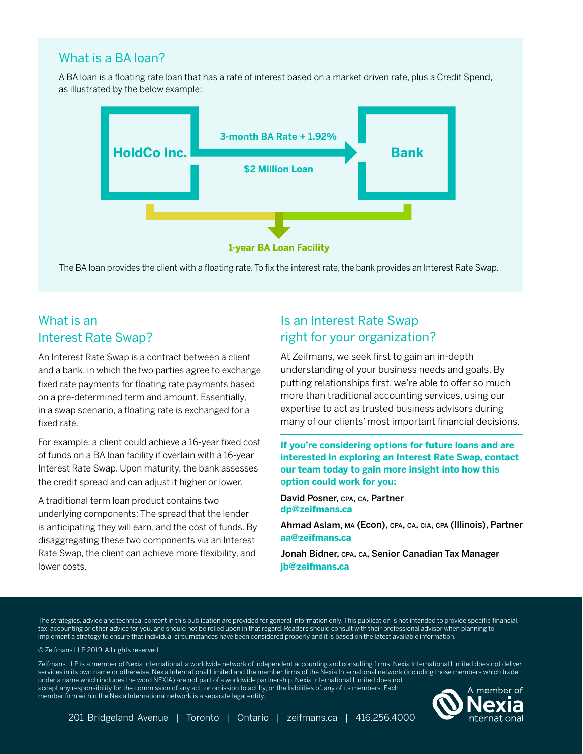## What is a BA loan?

A BA loan is a floating rate loan that has a rate of interest based on a market driven rate, plus a Credit Spend, as illustrated by the below example:

HoldCo Inc.

3-month BA Rate + 1.92%

$2 Million Loan

Bank

1-year BA Loan Facility

The BA loan provides the client with a floating rate. To fix the interest rate, the bank provides an Interest Rate Swap.

## What is an Interest Rate Swap?

An Interest Rate Swap is a contract between a client and a bank, in which the two parties agree to exchange fixed rate payments for floating rate payments based on a pre-determined term and amount. Essentially, in a swap scenario, a floating rate is exchanged for a fixed rate.

For example, a client could achieve a 16-year fixed cost of funds on a BA loan facility if overlain with a 16-year Interest Rate Swap. Upon maturity, the bank assesses the credit spread and can adjust it higher or lower.

A traditional term loan product contains two underlying components: The spread that the lender is anticipating they will earn, and the cost of funds. By disaggregating these two components via an Interest Rate Swap, the client can achieve more flexibility, and lower costs.

## Is an Interest Rate Swap right for your organization?

At Zeifmans, we seek first to gain an in-depth understanding of your business needs and goals. By putting relationships first, we're able to offer so much more than traditional accounting services, using our expertise to act as trusted business advisors during many of our clients' most important financial decisions.

**If you're considering options for future loans and are interested in exploring an Interest Rate Swap, contact our team today to gain more insight into how this option could work for you:**

David Posner, CPA, CA, Partner
**dp@zeifmans.ca**

Ahmad Aslam, MA (Econ), CPA, CA, CIA, CPA (Illinois), Partner
**aa@zeifmans.ca**

Jonah Bidner, CPA, CA, Senior Canadian Tax Manager
**jb@zeifmans.ca**

The strategies, advice and technical content in this publication are provided for general information only. This publication is not intended to provide specific financial, tax, accounting or other advice for you, and should not be relied upon in that regard. Readers should consult with their professional advisor when planning to implement a strategy to ensure that individual circumstances have been considered properly and it is based on the latest available information.

© Zeifmans LLP 2019. All rights reserved.

Zeifmans LLP is a member of Nexia International, a worldwide network of independent accounting and consulting firms. Nexia International Limited does not deliver services in its own name or otherwise. Nexia International Limited and the member firms of the Nexia International network (including those members which trade under a name which includes the word NEXIA) are not part of a worldwide partnership. Nexia International Limited does not accept any responsibility for the commission of any act, or omission to act by, or the liabilities of, any of its members. Each member firm within the Nexia International network is a separate legal entity.

A member of Nexia International

201 Bridgeland Avenue | Toronto | Ontario | zeifmans.ca | 416.256.4000